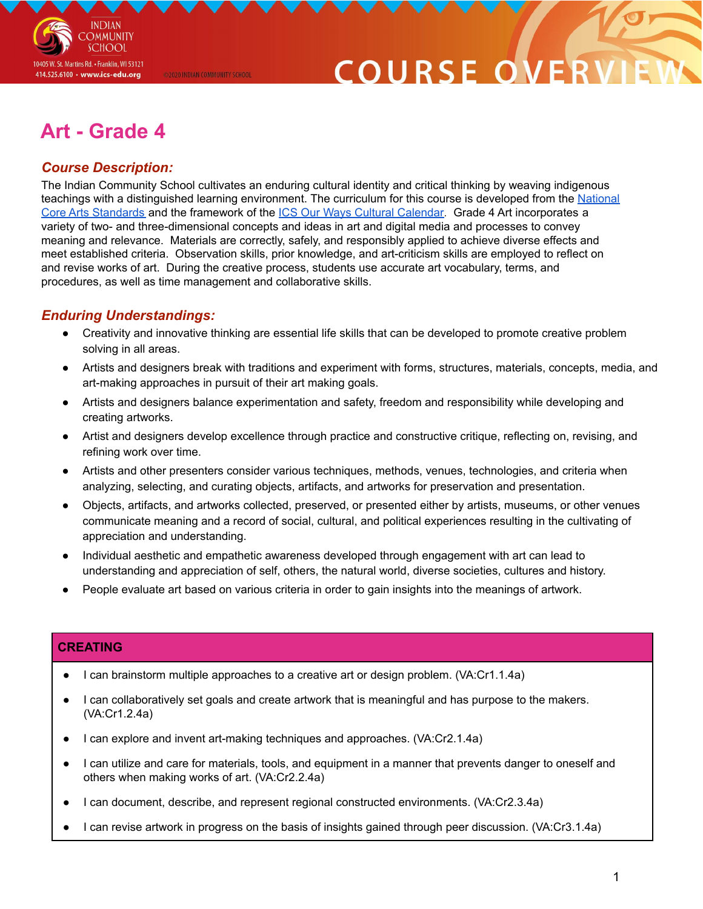# Art - Grade 4

### *Course Description:*

The Indian Community School cultivates an enduring cultural identity and critical thinking by weaving indigenous teachings with a distinguished learning environment. The curriculum for this course is developed from the National Core Arts Standards and the framework of the ICS Our Ways Cultural Calendar. Grade 4 Art incorporates a variety of two- and three-dimensional concepts and ideas in art and digital media and processes to convey meaning and relevance. Materials are correctly, safely, and responsibly applied to achieve diverse effects and meet established criteria. Observation skills, prior knowledge, and art-criticism skills are employed to reflect on and revise works of art. During the creative process, students use accurate art vocabulary, terms, and procedures, as well as time management and collaborative skills.

### *Enduring Understandings:*

- Creativity and innovative thinking are essential life skills that can be developed to promote creative problem solving in all areas.
- Artists and designers break with traditions and experiment with forms, structures, materials, concepts, media, and art-making approaches in pursuit of their art making goals.
- Artists and designers balance experimentation and safety, freedom and responsibility while developing and creating artworks.
- Artist and designers develop excellence through practice and constructive critique, reflecting on, revising, and refining work over time.
- Artists and other presenters consider various techniques, methods, venues, technologies, and criteria when analyzing, selecting, and curating objects, artifacts, and artworks for preservation and presentation.
- Objects, artifacts, and artworks collected, preserved, or presented either by artists, museums, or other venues communicate meaning and a record of social, cultural, and political experiences resulting in the cultivating of appreciation and understanding.
- Individual aesthetic and empathetic awareness developed through engagement with art can lead to understanding and appreciation of self, others, the natural world, diverse societies, cultures and history.
- People evaluate art based on various criteria in order to gain insights into the meanings of artwork.

| CREATING |
|---|
| • I can brainstorm multiple approaches to a creative art or design problem. (VA:Cr1.1.4a) |
| • I can collaboratively set goals and create artwork that is meaningful and has purpose to the makers. (VA:Cr1.2.4a) |
| • I can explore and invent art-making techniques and approaches. (VA:Cr2.1.4a) |
| • I can utilize and care for materials, tools, and equipment in a manner that prevents danger to oneself and others when making works of art. (VA:Cr2.2.4a) |
| • I can document, describe, and represent regional constructed environments. (VA:Cr2.3.4a) |
| • I can revise artwork in progress on the basis of insights gained through peer discussion. (VA:Cr3.1.4a) |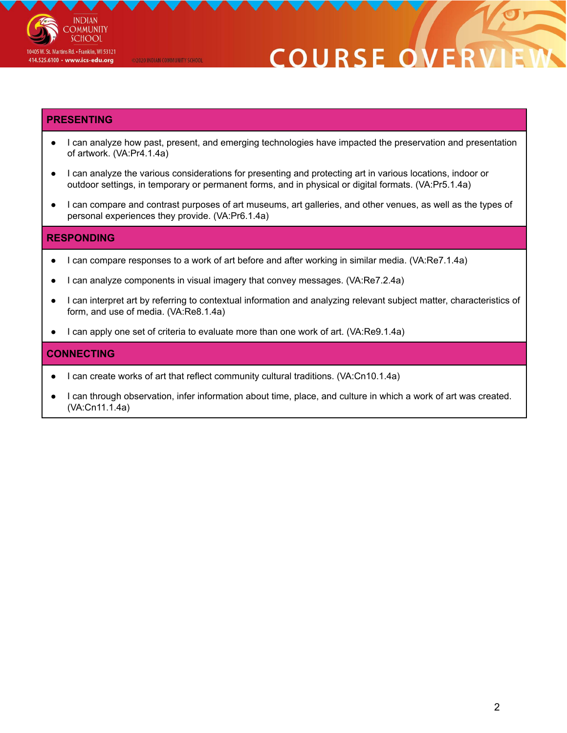## PRESENTING

- I can analyze how past, present, and emerging technologies have impacted the preservation and presentation of artwork. (VA:Pr4.1.4a)
- I can analyze the various considerations for presenting and protecting art in various locations, indoor or outdoor settings, in temporary or permanent forms, and in physical or digital formats. (VA:Pr5.1.4a)
- I can compare and contrast purposes of art museums, art galleries, and other venues, as well as the types of personal experiences they provide. (VA:Pr6.1.4a)

## RESPONDING

- I can compare responses to a work of art before and after working in similar media. (VA:Re7.1.4a)
- I can analyze components in visual imagery that convey messages. (VA:Re7.2.4a)
- I can interpret art by referring to contextual information and analyzing relevant subject matter, characteristics of form, and use of media. (VA:Re8.1.4a)
- I can apply one set of criteria to evaluate more than one work of art. (VA:Re9.1.4a)

## CONNECTING

- I can create works of art that reflect community cultural traditions. (VA:Cn10.1.4a)
- I can through observation, infer information about time, place, and culture in which a work of art was created. (VA:Cn11.1.4a)